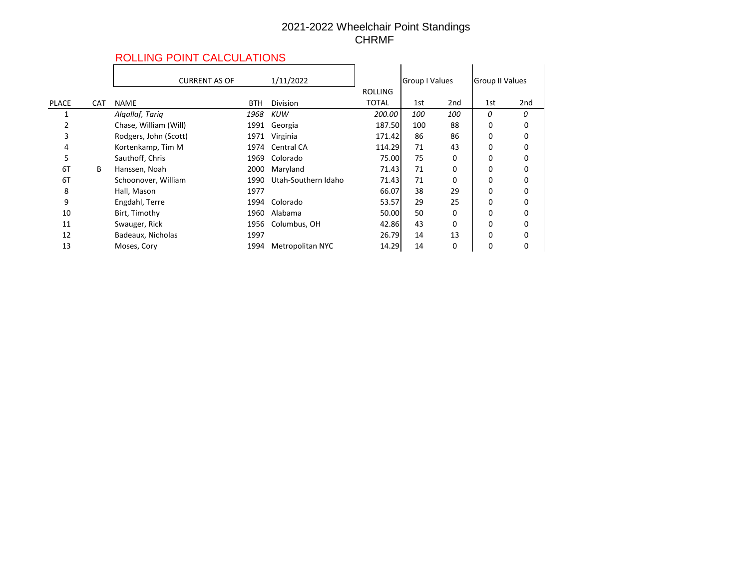# 2021-2022 Wheelchair Point Standings
# CHRMF

## ROLLING POINT CALCULATIONS

CURRENT AS OF 1/11/2022

| PLACE | CAT | NAME | BTH | Division | ROLLING TOTAL | Group I Values 1st | Group I Values 2nd | Group II Values 1st | Group II Values 2nd |
|---|---|---|---|---|---|---|---|---|---|
| 1 | | *Alqallaf, Tariq* | *1968* | *KUW* | *200.00* | *100* | *100* | *0* | *0* |
| 2 | | Chase, William (Will) | 1991 | Georgia | 187.50 | 100 | 88 | 0 | 0 |
| 3 | | Rodgers, John (Scott) | 1971 | Virginia | 171.42 | 86 | 86 | 0 | 0 |
| 4 | | Kortenkamp, Tim M | 1974 | Central CA | 114.29 | 71 | 43 | 0 | 0 |
| 5 | | Sauthoff, Chris | 1969 | Colorado | 75.00 | 75 | 0 | 0 | 0 |
| 6T | B | Hanssen, Noah | 2000 | Maryland | 71.43 | 71 | 0 | 0 | 0 |
| 6T | | Schoonover, William | 1990 | Utah-Southern Idaho | 71.43 | 71 | 0 | 0 | 0 |
| 8 | | Hall, Mason | 1977 | | 66.07 | 38 | 29 | 0 | 0 |
| 9 | | Engdahl, Terre | 1994 | Colorado | 53.57 | 29 | 25 | 0 | 0 |
| 10 | | Birt, Timothy | 1960 | Alabama | 50.00 | 50 | 0 | 0 | 0 |
| 11 | | Swauger, Rick | 1956 | Columbus, OH | 42.86 | 43 | 0 | 0 | 0 |
| 12 | | Badeaux, Nicholas | 1997 | | 26.79 | 14 | 13 | 0 | 0 |
| 13 | | Moses, Cory | 1994 | Metropolitan NYC | 14.29 | 14 | 0 | 0 | 0 |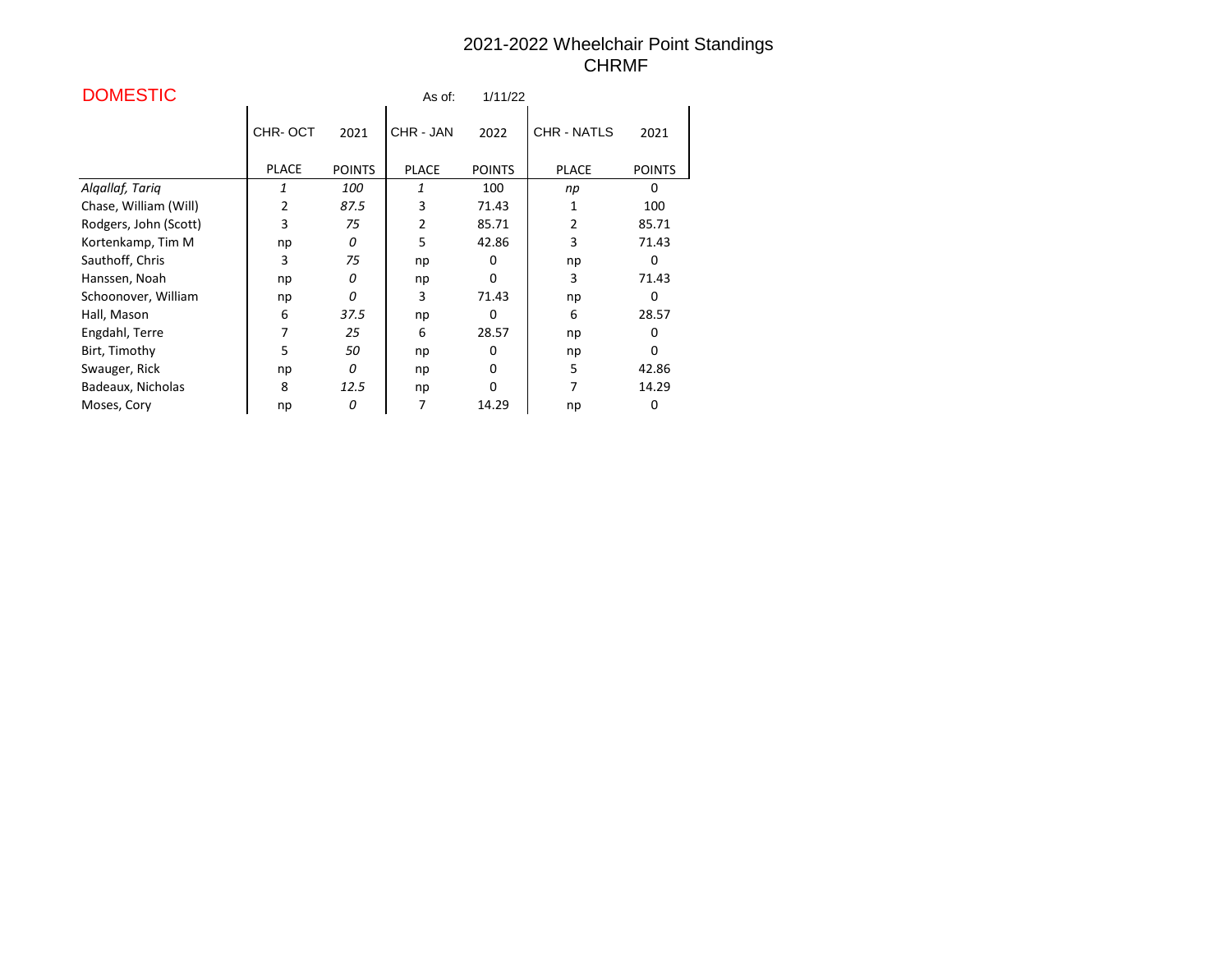# 2021-2022 Wheelchair Point Standings

## CHRMF

**DOMESTIC**

As of: 1/11/22

| | CHR- OCT | 2021 | CHR - JAN | 2022 | CHR - NATLS | 2021 |
|---|---|---|---|---|---|---|
| | PLACE | POINTS | PLACE | POINTS | PLACE | POINTS |
| *Alqallaf, Tariq* | *1* | *100* | *1* | 100 | *np* | 0 |
| Chase, William (Will) | 2 | *87.5* | 3 | 71.43 | 1 | 100 |
| Rodgers, John (Scott) | 3 | *75* | 2 | 85.71 | 2 | 85.71 |
| Kortenkamp, Tim M | np | *0* | 5 | 42.86 | 3 | 71.43 |
| Sauthoff, Chris | 3 | *75* | np | 0 | np | 0 |
| Hanssen, Noah | np | *0* | np | 0 | 3 | 71.43 |
| Schoonover, William | np | *0* | 3 | 71.43 | np | 0 |
| Hall, Mason | 6 | *37.5* | np | 0 | 6 | 28.57 |
| Engdahl, Terre | 7 | *25* | 6 | 28.57 | np | 0 |
| Birt, Timothy | 5 | *50* | np | 0 | np | 0 |
| Swauger, Rick | np | *0* | np | 0 | 5 | 42.86 |
| Badeaux, Nicholas | 8 | *12.5* | np | 0 | 7 | 14.29 |
| Moses, Cory | np | *0* | 7 | 14.29 | np | 0 |